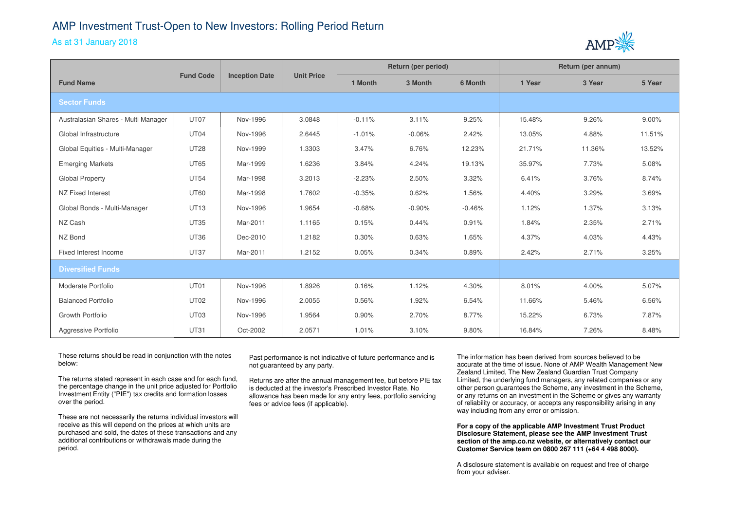# AMP Investment Trust-Open to New Investors: Rolling Period Return

## As at 31 January 2018

| Fund Name | Fund Code | Inception Date | Unit Price | Return (per period) | | | Return (per annum) | | |
|---|---|---|---|---|---|---|---|---|---|
| | | | | 1 Month | 3 Month | 6 Month | 1 Year | 3 Year | 5 Year |
| **Sector Funds** | | | | | | | | | |
| Australasian Shares - Multi Manager | UT07 | Nov-1996 | 3.0848 | -0.11% | 3.11% | 9.25% | 15.48% | 9.26% | 9.00% |
| Global Infrastructure | UT04 | Nov-1996 | 2.6445 | -1.01% | -0.06% | 2.42% | 13.05% | 4.88% | 11.51% |
| Global Equities - Multi-Manager | UT28 | Nov-1999 | 1.3303 | 3.47% | 6.76% | 12.23% | 21.71% | 11.36% | 13.52% |
| Emerging Markets | UT65 | Mar-1999 | 1.6236 | 3.84% | 4.24% | 19.13% | 35.97% | 7.73% | 5.08% |
| Global Property | UT54 | Mar-1998 | 3.2013 | -2.23% | 2.50% | 3.32% | 6.41% | 3.76% | 8.74% |
| NZ Fixed Interest | UT60 | Mar-1998 | 1.7602 | -0.35% | 0.62% | 1.56% | 4.40% | 3.29% | 3.69% |
| Global Bonds - Multi-Manager | UT13 | Nov-1996 | 1.9654 | -0.68% | -0.90% | -0.46% | 1.12% | 1.37% | 3.13% |
| NZ Cash | UT35 | Mar-2011 | 1.1165 | 0.15% | 0.44% | 0.91% | 1.84% | 2.35% | 2.71% |
| NZ Bond | UT36 | Dec-2010 | 1.2182 | 0.30% | 0.63% | 1.65% | 4.37% | 4.03% | 4.43% |
| Fixed Interest Income | UT37 | Mar-2011 | 1.2152 | 0.05% | 0.34% | 0.89% | 2.42% | 2.71% | 3.25% |
| **Diversified Funds** | | | | | | | | | |
| Moderate Portfolio | UT01 | Nov-1996 | 1.8926 | 0.16% | 1.12% | 4.30% | 8.01% | 4.00% | 5.07% |
| Balanced Portfolio | UT02 | Nov-1996 | 2.0055 | 0.56% | 1.92% | 6.54% | 11.66% | 5.46% | 6.56% |
| Growth Portfolio | UT03 | Nov-1996 | 1.9564 | 0.90% | 2.70% | 8.77% | 15.22% | 6.73% | 7.87% |
| Aggressive Portfolio | UT31 | Oct-2002 | 2.0571 | 1.01% | 3.10% | 9.80% | 16.84% | 7.26% | 8.48% |

These returns should be read in conjunction with the notes below:

The returns stated represent in each case and for each fund, the percentage change in the unit price adjusted for Portfolio Investment Entity ("PIE") tax credits and formation losses over the period.

These are not necessarily the returns individual investors will receive as this will depend on the prices at which units are purchased and sold, the dates of these transactions and any additional contributions or withdrawals made during the period.

Past performance is not indicative of future performance and is not guaranteed by any party.

Returns are after the annual management fee, but before PIE tax is deducted at the investor's Prescribed Investor Rate. No allowance has been made for any entry fees, portfolio servicing fees or advice fees (if applicable).

The information has been derived from sources believed to be accurate at the time of issue. None of AMP Wealth Management New Zealand Limited, The New Zealand Guardian Trust Company Limited, the underlying fund managers, any related companies or any other person guarantees the Scheme, any investment in the Scheme, or any returns on an investment in the Scheme or gives any warranty of reliability or accuracy, or accepts any responsibility arising in any way including from any error or omission.

**For a copy of the applicable AMP Investment Trust Product Disclosure Statement, please see the AMP Investment Trust section of the amp.co.nz website, or alternatively contact our Customer Service team on 0800 267 111 (+64 4 498 8000).**

A disclosure statement is available on request and free of charge from your adviser.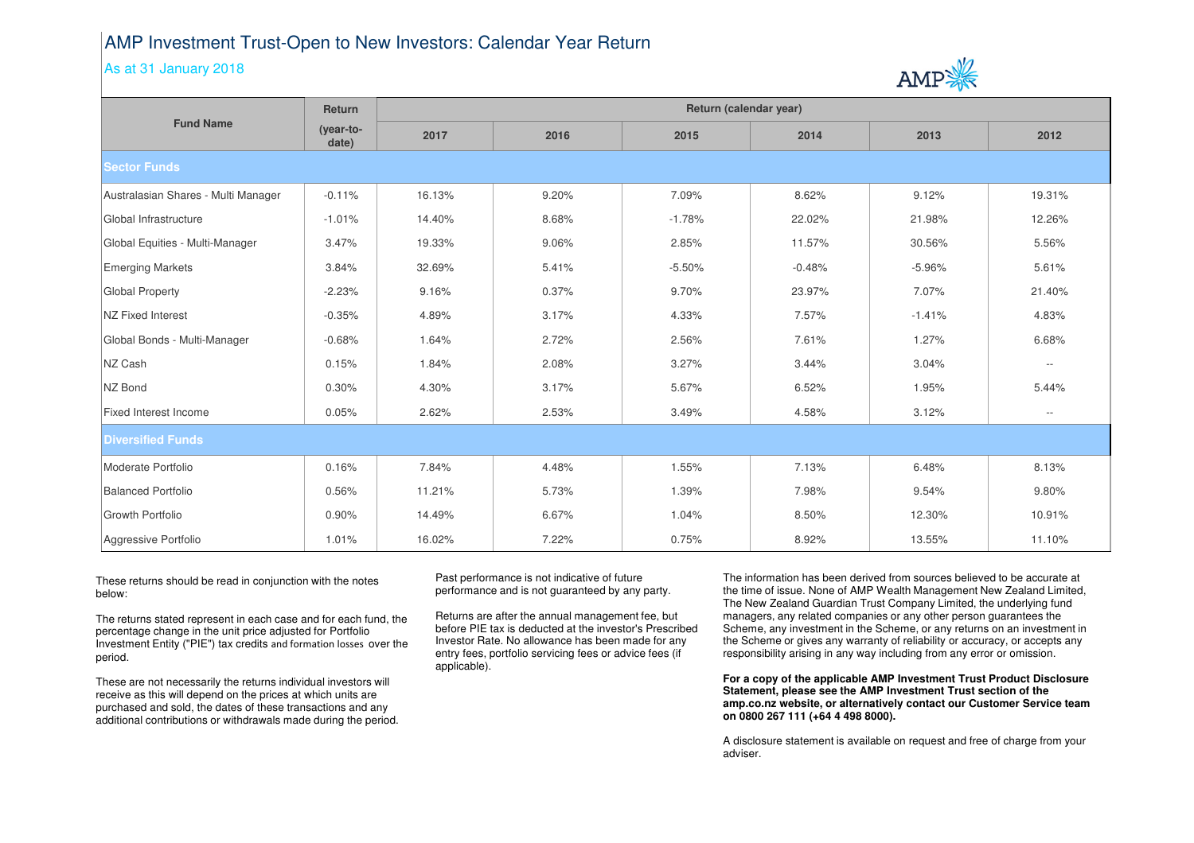# AMP Investment Trust-Open to New Investors: Calendar Year Return

## As at 31 January 2018

| Fund Name | Return (year-to-date) | Return (calendar year) | | | | | |
|---|---|---|---|---|---|---|---|
| | | 2017 | 2016 | 2015 | 2014 | 2013 | 2012 |
| **Sector Funds** | | | | | | | |
| Australasian Shares - Multi Manager | -0.11% | 16.13% | 9.20% | 7.09% | 8.62% | 9.12% | 19.31% |
| Global Infrastructure | -1.01% | 14.40% | 8.68% | -1.78% | 22.02% | 21.98% | 12.26% |
| Global Equities - Multi-Manager | 3.47% | 19.33% | 9.06% | 2.85% | 11.57% | 30.56% | 5.56% |
| Emerging Markets | 3.84% | 32.69% | 5.41% | -5.50% | -0.48% | -5.96% | 5.61% |
| Global Property | -2.23% | 9.16% | 0.37% | 9.70% | 23.97% | 7.07% | 21.40% |
| NZ Fixed Interest | -0.35% | 4.89% | 3.17% | 4.33% | 7.57% | -1.41% | 4.83% |
| Global Bonds - Multi-Manager | -0.68% | 1.64% | 2.72% | 2.56% | 7.61% | 1.27% | 6.68% |
| NZ Cash | 0.15% | 1.84% | 2.08% | 3.27% | 3.44% | 3.04% | -- |
| NZ Bond | 0.30% | 4.30% | 3.17% | 5.67% | 6.52% | 1.95% | 5.44% |
| Fixed Interest Income | 0.05% | 2.62% | 2.53% | 3.49% | 4.58% | 3.12% | -- |
| **Diversified Funds** | | | | | | | |
| Moderate Portfolio | 0.16% | 7.84% | 4.48% | 1.55% | 7.13% | 6.48% | 8.13% |
| Balanced Portfolio | 0.56% | 11.21% | 5.73% | 1.39% | 7.98% | 9.54% | 9.80% |
| Growth Portfolio | 0.90% | 14.49% | 6.67% | 1.04% | 8.50% | 12.30% | 10.91% |
| Aggressive Portfolio | 1.01% | 16.02% | 7.22% | 0.75% | 8.92% | 13.55% | 11.10% |

These returns should be read in conjunction with the notes below:

The returns stated represent in each case and for each fund, the percentage change in the unit price adjusted for Portfolio Investment Entity ("PIE") tax credits and formation losses over the period.

These are not necessarily the returns individual investors will receive as this will depend on the prices at which units are purchased and sold, the dates of these transactions and any additional contributions or withdrawals made during the period.

Past performance is not indicative of future performance and is not guaranteed by any party.

Returns are after the annual management fee, but before PIE tax is deducted at the investor's Prescribed Investor Rate. No allowance has been made for any entry fees, portfolio servicing fees or advice fees (if applicable).

The information has been derived from sources believed to be accurate at the time of issue. None of AMP Wealth Management New Zealand Limited, The New Zealand Guardian Trust Company Limited, the underlying fund managers, any related companies or any other person guarantees the Scheme, any investment in the Scheme, or any returns on an investment in the Scheme or gives any warranty of reliability or accuracy, or accepts any responsibility arising in any way including from any error or omission.

**For a copy of the applicable AMP Investment Trust Product Disclosure Statement, please see the AMP Investment Trust section of the amp.co.nz website, or alternatively contact our Customer Service team on 0800 267 111 (+64 4 498 8000).**

A disclosure statement is available on request and free of charge from your adviser.